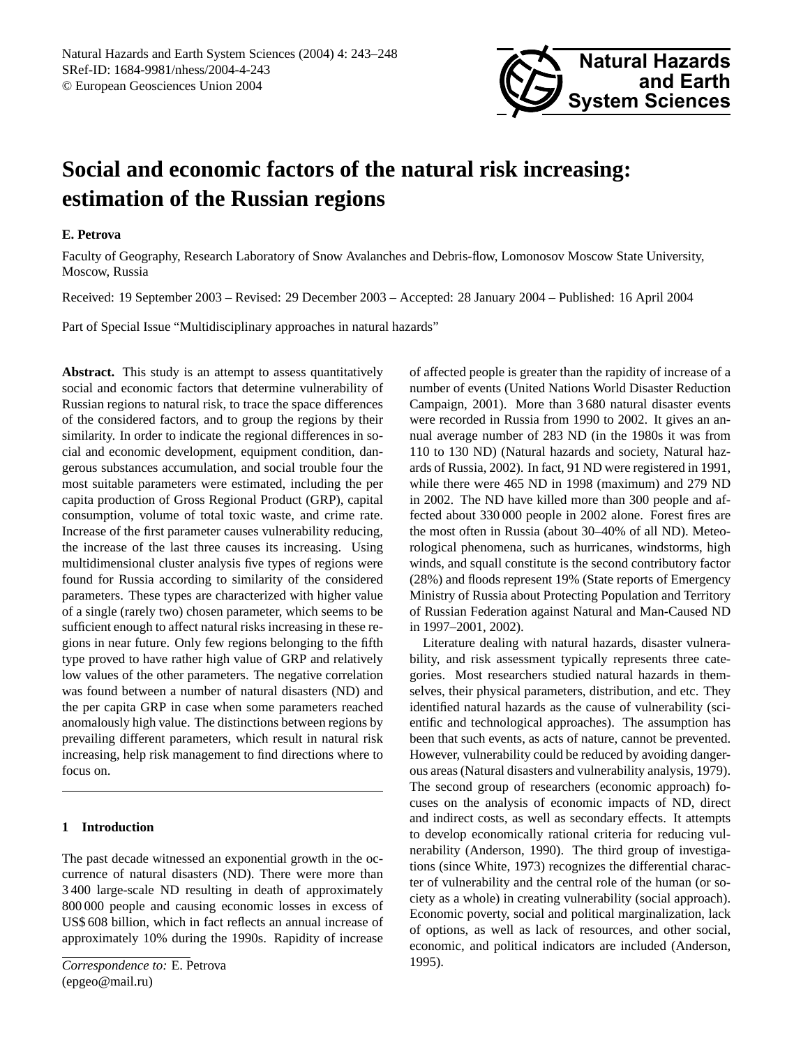# Social and economic factors of the natural risk increasing: estimation of the Russian regions

**E. Petrova**

Faculty of Geography, Research Laboratory of Snow Avalanches and Debris-flow, Lomonosov Moscow State University, Moscow, Russia

Received: 19 September 2003 – Revised: 29 December 2003 – Accepted: 28 January 2004 – Published: 16 April 2004

Part of Special Issue "Multidisciplinary approaches in natural hazards"

**Abstract.** This study is an attempt to assess quantitatively social and economic factors that determine vulnerability of Russian regions to natural risk, to trace the space differences of the considered factors, and to group the regions by their similarity. In order to indicate the regional differences in social and economic development, equipment condition, dangerous substances accumulation, and social trouble four the most suitable parameters were estimated, including the per capita production of Gross Regional Product (GRP), capital consumption, volume of total toxic waste, and crime rate. Increase of the first parameter causes vulnerability reducing, the increase of the last three causes its increasing. Using multidimensional cluster analysis five types of regions were found for Russia according to similarity of the considered parameters. These types are characterized with higher value of a single (rarely two) chosen parameter, which seems to be sufficient enough to affect natural risks increasing in these regions in near future. Only few regions belonging to the fifth type proved to have rather high value of GRP and relatively low values of the other parameters. The negative correlation was found between a number of natural disasters (ND) and the per capita GRP in case when some parameters reached anomalously high value. The distinctions between regions by prevailing different parameters, which result in natural risk increasing, help risk management to find directions where to focus on.

## 1 Introduction

The past decade witnessed an exponential growth in the occurrence of natural disasters (ND). There were more than 3 400 large-scale ND resulting in death of approximately 800 000 people and causing economic losses in excess of US$ 608 billion, which in fact reflects an annual increase of approximately 10% during the 1990s. Rapidity of increase of affected people is greater than the rapidity of increase of a number of events (United Nations World Disaster Reduction Campaign, 2001). More than 3 680 natural disaster events were recorded in Russia from 1990 to 2002. It gives an annual average number of 283 ND (in the 1980s it was from 110 to 130 ND) (Natural hazards and society, Natural hazards of Russia, 2002). In fact, 91 ND were registered in 1991, while there were 465 ND in 1998 (maximum) and 279 ND in 2002. The ND have killed more than 300 people and affected about 330 000 people in 2002 alone. Forest fires are the most often in Russia (about 30–40% of all ND). Meteorological phenomena, such as hurricanes, windstorms, high winds, and squall constitute is the second contributory factor (28%) and floods represent 19% (State reports of Emergency Ministry of Russia about Protecting Population and Territory of Russian Federation against Natural and Man-Caused ND in 1997–2001, 2002).

Literature dealing with natural hazards, disaster vulnerability, and risk assessment typically represents three categories. Most researchers studied natural hazards in themselves, their physical parameters, distribution, and etc. They identified natural hazards as the cause of vulnerability (scientific and technological approaches). The assumption has been that such events, as acts of nature, cannot be prevented. However, vulnerability could be reduced by avoiding dangerous areas (Natural disasters and vulnerability analysis, 1979). The second group of researchers (economic approach) focuses on the analysis of economic impacts of ND, direct and indirect costs, as well as secondary effects. It attempts to develop economically rational criteria for reducing vulnerability (Anderson, 1990). The third group of investigations (since White, 1973) recognizes the differential character of vulnerability and the central role of the human (or society as a whole) in creating vulnerability (social approach). Economic poverty, social and political marginalization, lack of options, as well as lack of resources, and other social, economic, and political indicators are included (Anderson, 1995).

*Correspondence to:* E. Petrova
(epgeo@mail.ru)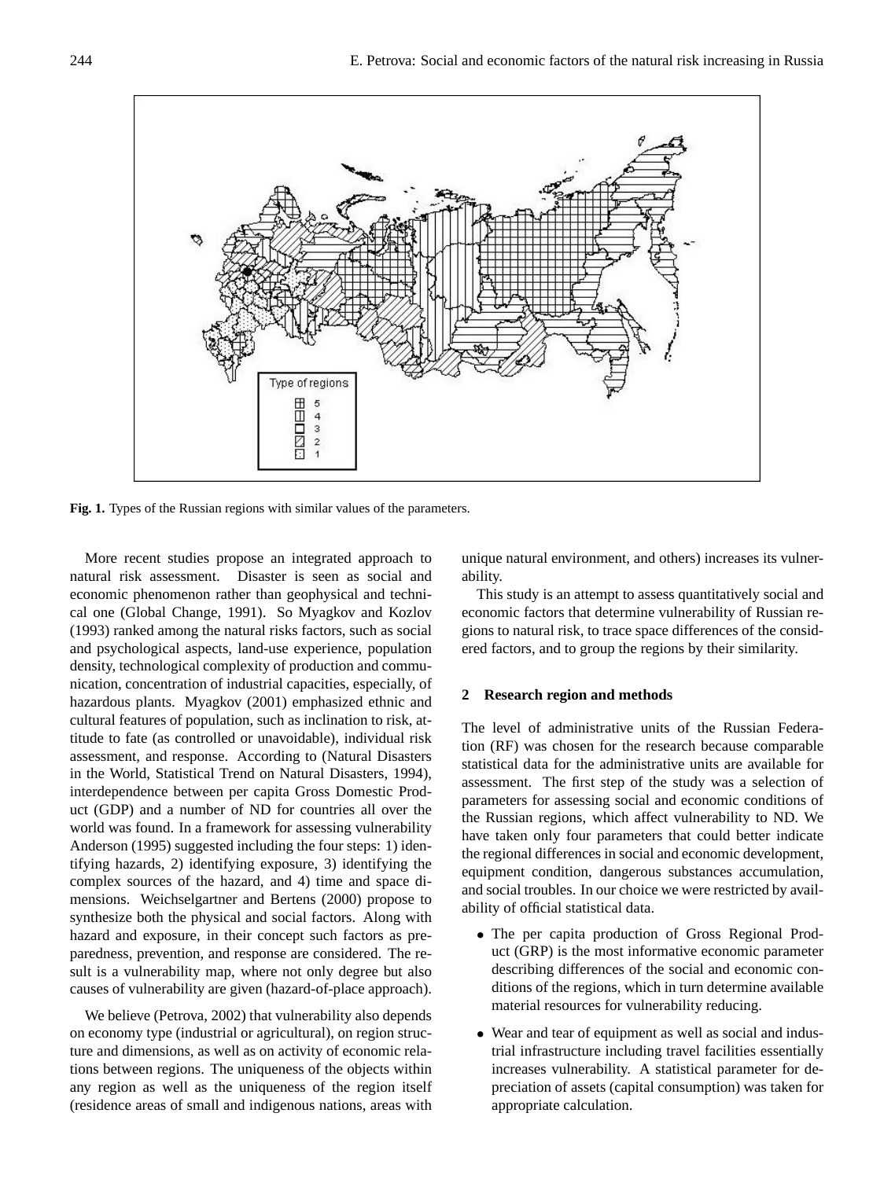Fig. 1. Types of the Russian regions with similar values of the parameters.

More recent studies propose an integrated approach to natural risk assessment. Disaster is seen as social and economic phenomenon rather than geophysical and technical one (Global Change, 1991). So Myagkov and Kozlov (1993) ranked among the natural risks factors, such as social and psychological aspects, land-use experience, population density, technological complexity of production and communication, concentration of industrial capacities, especially, of hazardous plants. Myagkov (2001) emphasized ethnic and cultural features of population, such as inclination to risk, attitude to fate (as controlled or unavoidable), individual risk assessment, and response. According to (Natural Disasters in the World, Statistical Trend on Natural Disasters, 1994), interdependence between per capita Gross Domestic Product (GDP) and a number of ND for countries all over the world was found. In a framework for assessing vulnerability Anderson (1995) suggested including the four steps: 1) identifying hazards, 2) identifying exposure, 3) identifying the complex sources of the hazard, and 4) time and space dimensions. Weichselgartner and Bertens (2000) propose to synthesize both the physical and social factors. Along with hazard and exposure, in their concept such factors as preparedness, prevention, and response are considered. The result is a vulnerability map, where not only degree but also causes of vulnerability are given (hazard-of-place approach).

We believe (Petrova, 2002) that vulnerability also depends on economy type (industrial or agricultural), on region structure and dimensions, as well as on activity of economic relations between regions. The uniqueness of the objects within any region as well as the uniqueness of the region itself (residence areas of small and indigenous nations, areas with unique natural environment, and others) increases its vulnerability.

This study is an attempt to assess quantitatively social and economic factors that determine vulnerability of Russian regions to natural risk, to trace space differences of the considered factors, and to group the regions by their similarity.

## 2 Research region and methods

The level of administrative units of the Russian Federation (RF) was chosen for the research because comparable statistical data for the administrative units are available for assessment. The first step of the study was a selection of parameters for assessing social and economic conditions of the Russian regions, which affect vulnerability to ND. We have taken only four parameters that could better indicate the regional differences in social and economic development, equipment condition, dangerous substances accumulation, and social troubles. In our choice we were restricted by availability of official statistical data.

- The per capita production of Gross Regional Product (GRP) is the most informative economic parameter describing differences of the social and economic conditions of the regions, which in turn determine available material resources for vulnerability reducing.
- Wear and tear of equipment as well as social and industrial infrastructure including travel facilities essentially increases vulnerability. A statistical parameter for depreciation of assets (capital consumption) was taken for appropriate calculation.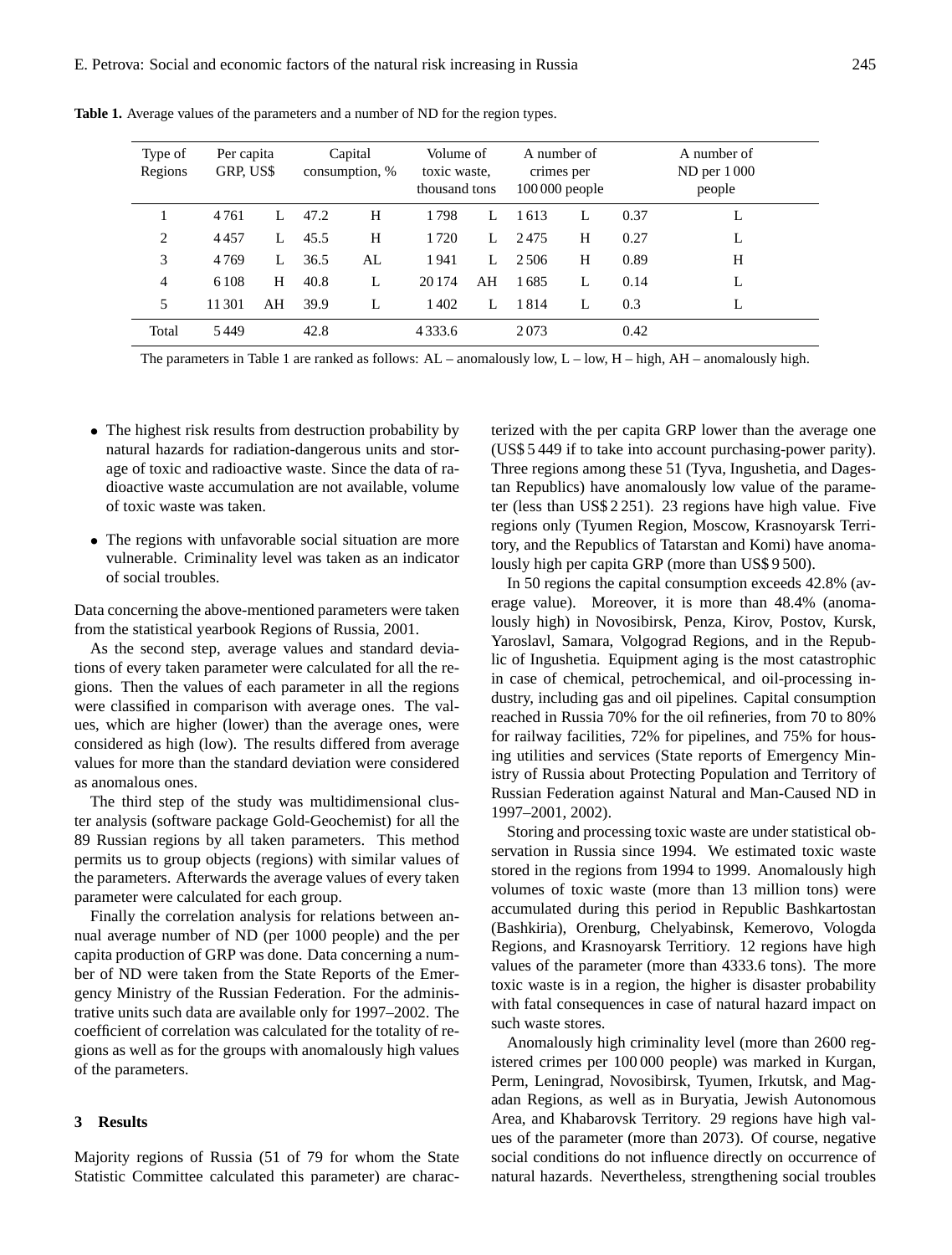**Table 1.** Average values of the parameters and a number of ND for the region types.

| Type of Regions | Per capita GRP, US$ | | Capital consumption, % | | Volume of toxic waste, thousand tons | | A number of crimes per 100 000 people | | A number of ND per 1 000 people | |
|---|---|---|---|---|---|---|---|---|---|---|
| 1 | 4 761 | L | 47.2 | H | 1 798 | L | 1 613 | L | 0.37 | L |
| 2 | 4 457 | L | 45.5 | H | 1 720 | L | 2 475 | H | 0.27 | L |
| 3 | 4 769 | L | 36.5 | AL | 1 941 | L | 2 506 | H | 0.89 | H |
| 4 | 6 108 | H | 40.8 | L | 20 174 | AH | 1 685 | L | 0.14 | L |
| 5 | 11 301 | AH | 39.9 | L | 1 402 | L | 1 814 | L | 0.3 | L |
| Total | 5 449 | | 42.8 | | 4 333.6 | | 2 073 | | 0.42 | |

The parameters in Table 1 are ranked as follows: AL – anomalously low, L – low, H – high, AH – anomalously high.

- The highest risk results from destruction probability by natural hazards for radiation-dangerous units and storage of toxic and radioactive waste. Since the data of radioactive waste accumulation are not available, volume of toxic waste was taken.
- The regions with unfavorable social situation are more vulnerable. Criminality level was taken as an indicator of social troubles.

Data concerning the above-mentioned parameters were taken from the statistical yearbook Regions of Russia, 2001.

As the second step, average values and standard deviations of every taken parameter were calculated for all the regions. Then the values of each parameter in all the regions were classified in comparison with average ones. The values, which are higher (lower) than the average ones, were considered as high (low). The results differed from average values for more than the standard deviation were considered as anomalous ones.

The third step of the study was multidimensional cluster analysis (software package Gold-Geochemist) for all the 89 Russian regions by all taken parameters. This method permits us to group objects (regions) with similar values of the parameters. Afterwards the average values of every taken parameter were calculated for each group.

Finally the correlation analysis for relations between annual average number of ND (per 1000 people) and the per capita production of GRP was done. Data concerning a number of ND were taken from the State Reports of the Emergency Ministry of the Russian Federation. For the administrative units such data are available only for 1997–2002. The coefficient of correlation was calculated for the totality of regions as well as for the groups with anomalously high values of the parameters.

## 3 Results

Majority regions of Russia (51 of 79 for whom the State Statistic Committee calculated this parameter) are characterized with the per capita GRP lower than the average one (US$ 5 449 if to take into account purchasing-power parity). Three regions among these 51 (Tyva, Ingushetia, and Dagestan Republics) have anomalously low value of the parameter (less than US$ 2 251). 23 regions have high value. Five regions only (Tyumen Region, Moscow, Krasnoyarsk Territory, and the Republics of Tatarstan and Komi) have anomalously high per capita GRP (more than US$ 9 500).

In 50 regions the capital consumption exceeds 42.8% (average value). Moreover, it is more than 48.4% (anomalously high) in Novosibirsk, Penza, Kirov, Postov, Kursk, Yaroslavl, Samara, Volgograd Regions, and in the Republic of Ingushetia. Equipment aging is the most catastrophic in case of chemical, petrochemical, and oil-processing industry, including gas and oil pipelines. Capital consumption reached in Russia 70% for the oil refineries, from 70 to 80% for railway facilities, 72% for pipelines, and 75% for housing utilities and services (State reports of Emergency Ministry of Russia about Protecting Population and Territory of Russian Federation against Natural and Man-Caused ND in 1997–2001, 2002).

Storing and processing toxic waste are under statistical observation in Russia since 1994. We estimated toxic waste stored in the regions from 1994 to 1999. Anomalously high volumes of toxic waste (more than 13 million tons) were accumulated during this period in Republic Bashkartostan (Bashkiria), Orenburg, Chelyabinsk, Kemerovo, Vologda Regions, and Krasnoyarsk Territiory. 12 regions have high values of the parameter (more than 4333.6 tons). The more toxic waste is in a region, the higher is disaster probability with fatal consequences in case of natural hazard impact on such waste stores.

Anomalously high criminality level (more than 2600 registered crimes per 100 000 people) was marked in Kurgan, Perm, Leningrad, Novosibirsk, Tyumen, Irkutsk, and Magadan Regions, as well as in Buryatia, Jewish Autonomous Area, and Khabarovsk Territory. 29 regions have high values of the parameter (more than 2073). Of course, negative social conditions do not influence directly on occurrence of natural hazards. Nevertheless, strengthening social troubles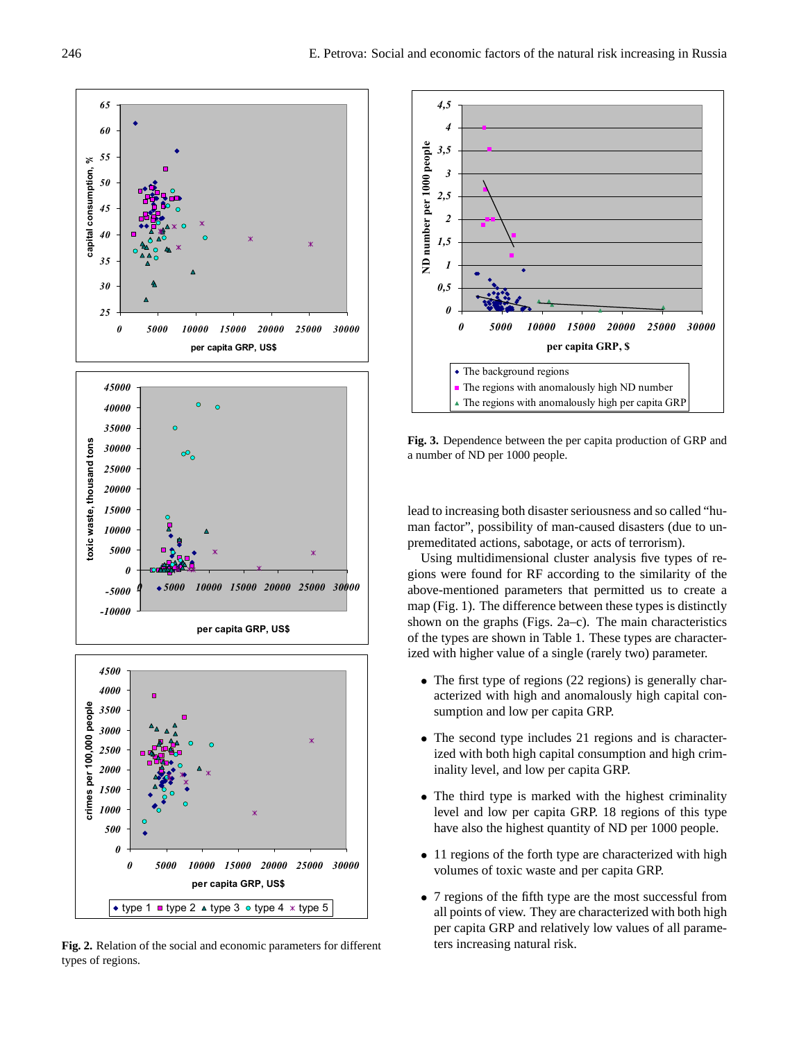**Fig. 2.** Relation of the social and economic parameters for different types of regions.

**Fig. 3.** Dependence between the per capita production of GRP and a number of ND per 1000 people.

lead to increasing both disaster seriousness and so called "human factor", possibility of man-caused disasters (due to unpremeditated actions, sabotage, or acts of terrorism).

Using multidimensional cluster analysis five types of regions were found for RF according to the similarity of the above-mentioned parameters that permitted us to create a map (Fig. 1). The difference between these types is distinctly shown on the graphs (Figs. 2a–c). The main characteristics of the types are shown in Table 1. These types are characterized with higher value of a single (rarely two) parameter.

- The first type of regions (22 regions) is generally characterized with high and anomalously high capital consumption and low per capita GRP.
- The second type includes 21 regions and is characterized with both high capital consumption and high criminality level, and low per capita GRP.
- The third type is marked with the highest criminality level and low per capita GRP. 18 regions of this type have also the highest quantity of ND per 1000 people.
- 11 regions of the forth type are characterized with high volumes of toxic waste and per capita GRP.
- 7 regions of the fifth type are the most successful from all points of view. They are characterized with both high per capita GRP and relatively low values of all parameters increasing natural risk.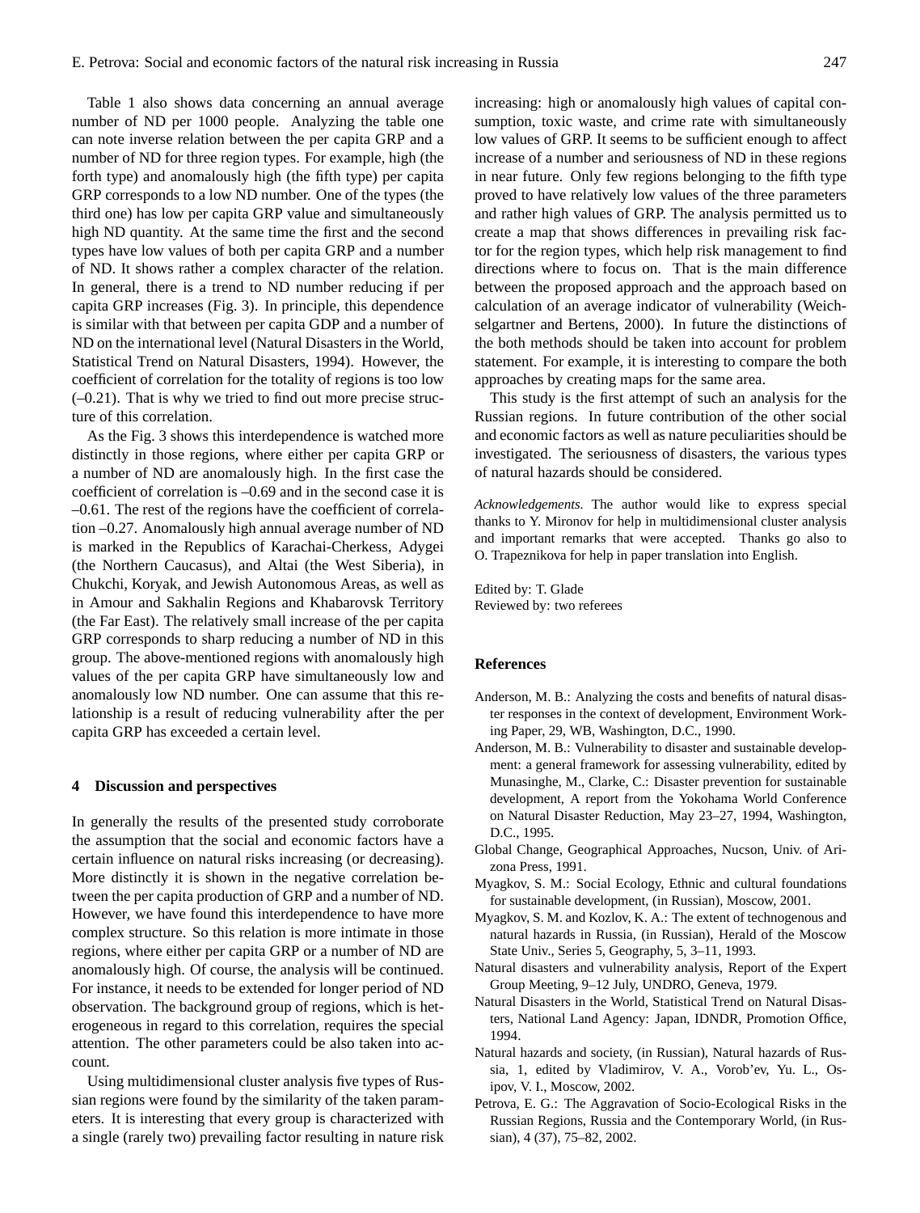Table 1 also shows data concerning an annual average number of ND per 1000 people. Analyzing the table one can note inverse relation between the per capita GRP and a number of ND for three region types. For example, high (the forth type) and anomalously high (the fifth type) per capita GRP corresponds to a low ND number. One of the types (the third one) has low per capita GRP value and simultaneously high ND quantity. At the same time the first and the second types have low values of both per capita GRP and a number of ND. It shows rather a complex character of the relation. In general, there is a trend to ND number reducing if per capita GRP increases (Fig. 3). In principle, this dependence is similar with that between per capita GDP and a number of ND on the international level (Natural Disasters in the World, Statistical Trend on Natural Disasters, 1994). However, the coefficient of correlation for the totality of regions is too low (–0.21). That is why we tried to find out more precise structure of this correlation.

As the Fig. 3 shows this interdependence is watched more distinctly in those regions, where either per capita GRP or a number of ND are anomalously high. In the first case the coefficient of correlation is –0.69 and in the second case it is –0.61. The rest of the regions have the coefficient of correlation –0.27. Anomalously high annual average number of ND is marked in the Republics of Karachai-Cherkess, Adygei (the Northern Caucasus), and Altai (the West Siberia), in Chukchi, Koryak, and Jewish Autonomous Areas, as well as in Amour and Sakhalin Regions and Khabarovsk Territory (the Far East). The relatively small increase of the per capita GRP corresponds to sharp reducing a number of ND in this group. The above-mentioned regions with anomalously high values of the per capita GRP have simultaneously low and anomalously low ND number. One can assume that this relationship is a result of reducing vulnerability after the per capita GRP has exceeded a certain level.

## 4 Discussion and perspectives

In generally the results of the presented study corroborate the assumption that the social and economic factors have a certain influence on natural risks increasing (or decreasing). More distinctly it is shown in the negative correlation between the per capita production of GRP and a number of ND. However, we have found this interdependence to have more complex structure. So this relation is more intimate in those regions, where either per capita GRP or a number of ND are anomalously high. Of course, the analysis will be continued. For instance, it needs to be extended for longer period of ND observation. The background group of regions, which is heterogeneous in regard to this correlation, requires the special attention. The other parameters could be also taken into account.

Using multidimensional cluster analysis five types of Russian regions were found by the similarity of the taken parameters. It is interesting that every group is characterized with a single (rarely two) prevailing factor resulting in nature risk increasing: high or anomalously high values of capital consumption, toxic waste, and crime rate with simultaneously low values of GRP. It seems to be sufficient enough to affect increase of a number and seriousness of ND in these regions in near future. Only few regions belonging to the fifth type proved to have relatively low values of the three parameters and rather high values of GRP. The analysis permitted us to create a map that shows differences in prevailing risk factor for the region types, which help risk management to find directions where to focus on. That is the main difference between the proposed approach and the approach based on calculation of an average indicator of vulnerability (Weichselgartner and Bertens, 2000). In future the distinctions of the both methods should be taken into account for problem statement. For example, it is interesting to compare the both approaches by creating maps for the same area.

This study is the first attempt of such an analysis for the Russian regions. In future contribution of the other social and economic factors as well as nature peculiarities should be investigated. The seriousness of disasters, the various types of natural hazards should be considered.

*Acknowledgements.* The author would like to express special thanks to Y. Mironov for help in multidimensional cluster analysis and important remarks that were accepted. Thanks go also to O. Trapeznikova for help in paper translation into English.

Edited by: T. Glade
Reviewed by: two referees

## References

Anderson, M. B.: Analyzing the costs and benefits of natural disaster responses in the context of development, Environment Working Paper, 29, WB, Washington, D.C., 1990.

Anderson, M. B.: Vulnerability to disaster and sustainable development: a general framework for assessing vulnerability, edited by Munasinghe, M., Clarke, C.: Disaster prevention for sustainable development, A report from the Yokohama World Conference on Natural Disaster Reduction, May 23–27, 1994, Washington, D.C., 1995.

Global Change, Geographical Approaches, Nucson, Univ. of Arizona Press, 1991.

Myagkov, S. M.: Social Ecology, Ethnic and cultural foundations for sustainable development, (in Russian), Moscow, 2001.

Myagkov, S. M. and Kozlov, K. A.: The extent of technogenous and natural hazards in Russia, (in Russian), Herald of the Moscow State Univ., Series 5, Geography, 5, 3–11, 1993.

Natural disasters and vulnerability analysis, Report of the Expert Group Meeting, 9–12 July, UNDRO, Geneva, 1979.

Natural Disasters in the World, Statistical Trend on Natural Disasters, National Land Agency: Japan, IDNDR, Promotion Office, 1994.

Natural hazards and society, (in Russian), Natural hazards of Russia, 1, edited by Vladimirov, V. A., Vorob'ev, Yu. L., Osipov, V. I., Moscow, 2002.

Petrova, E. G.: The Aggravation of Socio-Ecological Risks in the Russian Regions, Russia and the Contemporary World, (in Russian), 4 (37), 75–82, 2002.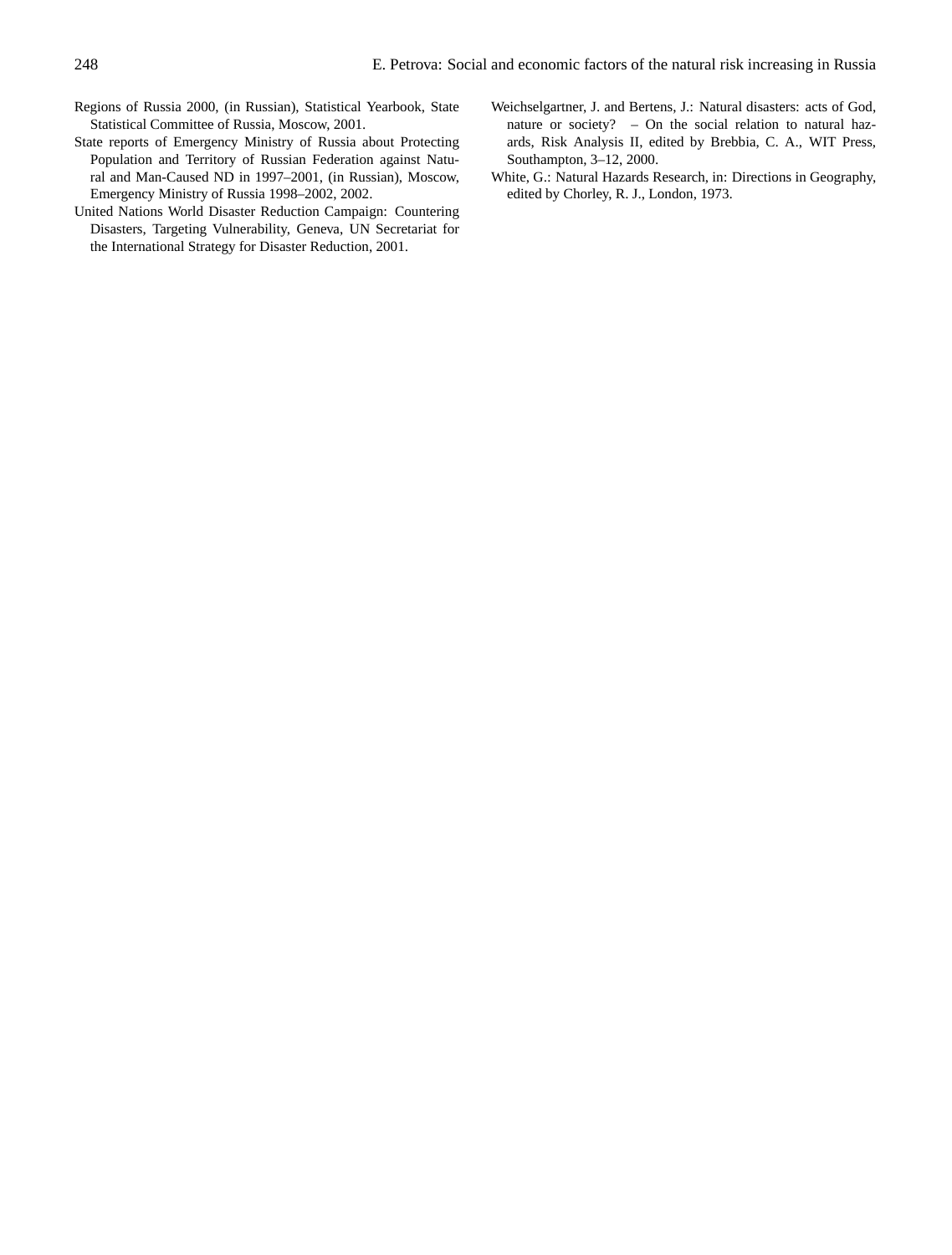Regions of Russia 2000, (in Russian), Statistical Yearbook, State Statistical Committee of Russia, Moscow, 2001.

State reports of Emergency Ministry of Russia about Protecting Population and Territory of Russian Federation against Natural and Man-Caused ND in 1997–2001, (in Russian), Moscow, Emergency Ministry of Russia 1998–2002, 2002.

United Nations World Disaster Reduction Campaign: Countering Disasters, Targeting Vulnerability, Geneva, UN Secretariat for the International Strategy for Disaster Reduction, 2001.

Weichselgartner, J. and Bertens, J.: Natural disasters: acts of God, nature or society? – On the social relation to natural hazards, Risk Analysis II, edited by Brebbia, C. A., WIT Press, Southampton, 3–12, 2000.

White, G.: Natural Hazards Research, in: Directions in Geography, edited by Chorley, R. J., London, 1973.